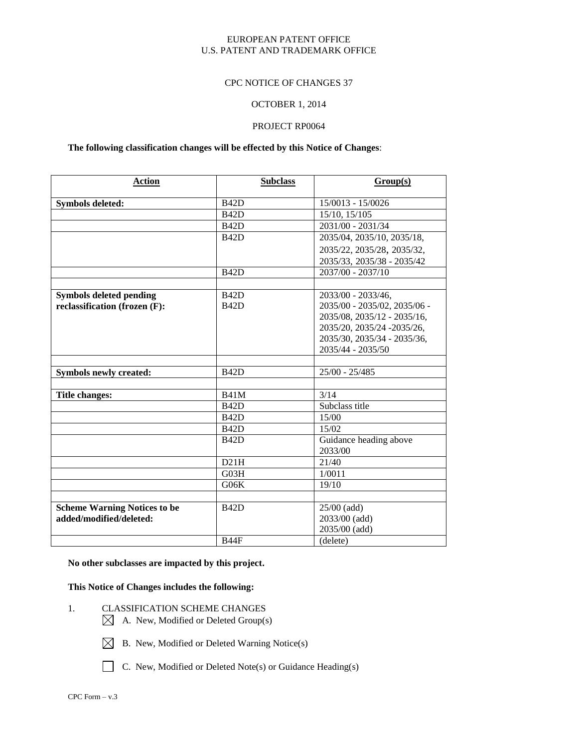EUROPEAN PATENT OFFICE
U.S. PATENT AND TRADEMARK OFFICE

CPC NOTICE OF CHANGES 37

OCTOBER 1, 2014

PROJECT RP0064

**The following classification changes will be effected by this Notice of Changes**:

| Action | Subclass | Group(s) |
|---|---|---|
| **Symbols deleted:** | B42D | 15/0013 - 15/0026 |
| | B42D | 15/10, 15/105 |
| | B42D | 2031/00 - 2031/34 |
| | B42D | 2035/04, 2035/10, 2035/18, 2035/22, 2035/28, 2035/32, 2035/33, 2035/38 - 2035/42 |
| | B42D | 2037/00 - 2037/10 |
| | | |
| **Symbols deleted pending reclassification (frozen (F):** | B42D B42D | 2033/00 - 2033/46, 2035/00 - 2035/02, 2035/06 - 2035/08, 2035/12 - 2035/16, 2035/20, 2035/24 -2035/26, 2035/30, 2035/34 - 2035/36, 2035/44 - 2035/50 |
| | | |
| **Symbols newly created:** | B42D | 25/00 - 25/485 |
| | | |
| **Title changes:** | B41M | 3/14 |
| | B42D | Subclass title |
| | B42D | 15/00 |
| | B42D | 15/02 |
| | B42D | Guidance heading above 2033/00 |
| | D21H | 21/40 |
| | G03H | 1/0011 |
| | G06K | 19/10 |
| | | |
| **Scheme Warning Notices to be added/modified/deleted:** | B42D | 25/00 (add) 2033/00 (add) 2035/00 (add) |
| | B44F | (delete) |

**No other subclasses are impacted by this project.**

**This Notice of Changes includes the following:**

1. CLASSIFICATION SCHEME CHANGES
   - ☒ A. New, Modified or Deleted Group(s)
   - ☒ B. New, Modified or Deleted Warning Notice(s)
   - ☐ C. New, Modified or Deleted Note(s) or Guidance Heading(s)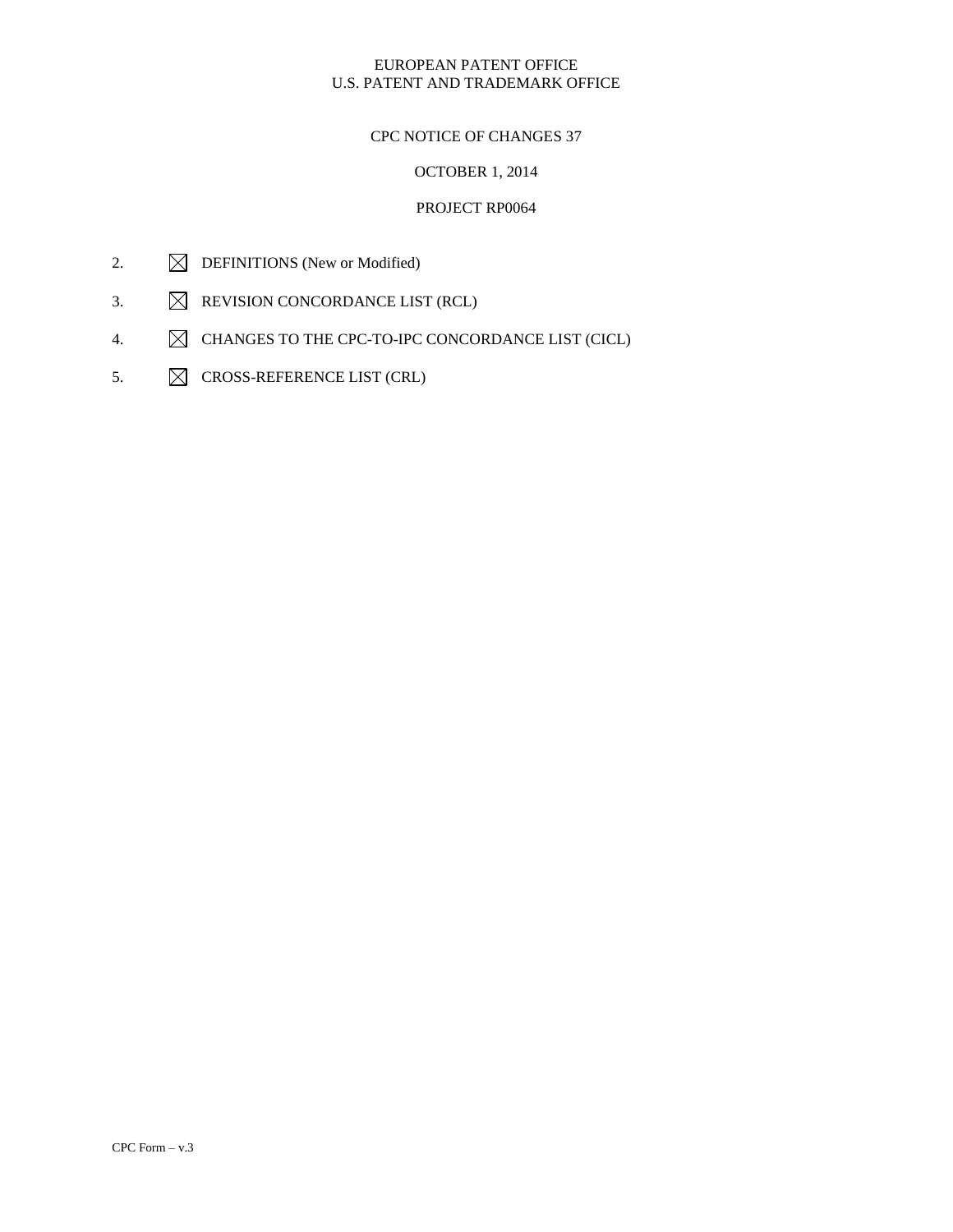EUROPEAN PATENT OFFICE
U.S. PATENT AND TRADEMARK OFFICE

CPC NOTICE OF CHANGES 37

OCTOBER 1, 2014

PROJECT RP0064

2. ☒ DEFINITIONS (New or Modified)

3. ☒ REVISION CONCORDANCE LIST (RCL)

4. ☒ CHANGES TO THE CPC-TO-IPC CONCORDANCE LIST (CICL)

5. ☒ CROSS-REFERENCE LIST (CRL)

CPC Form – v.3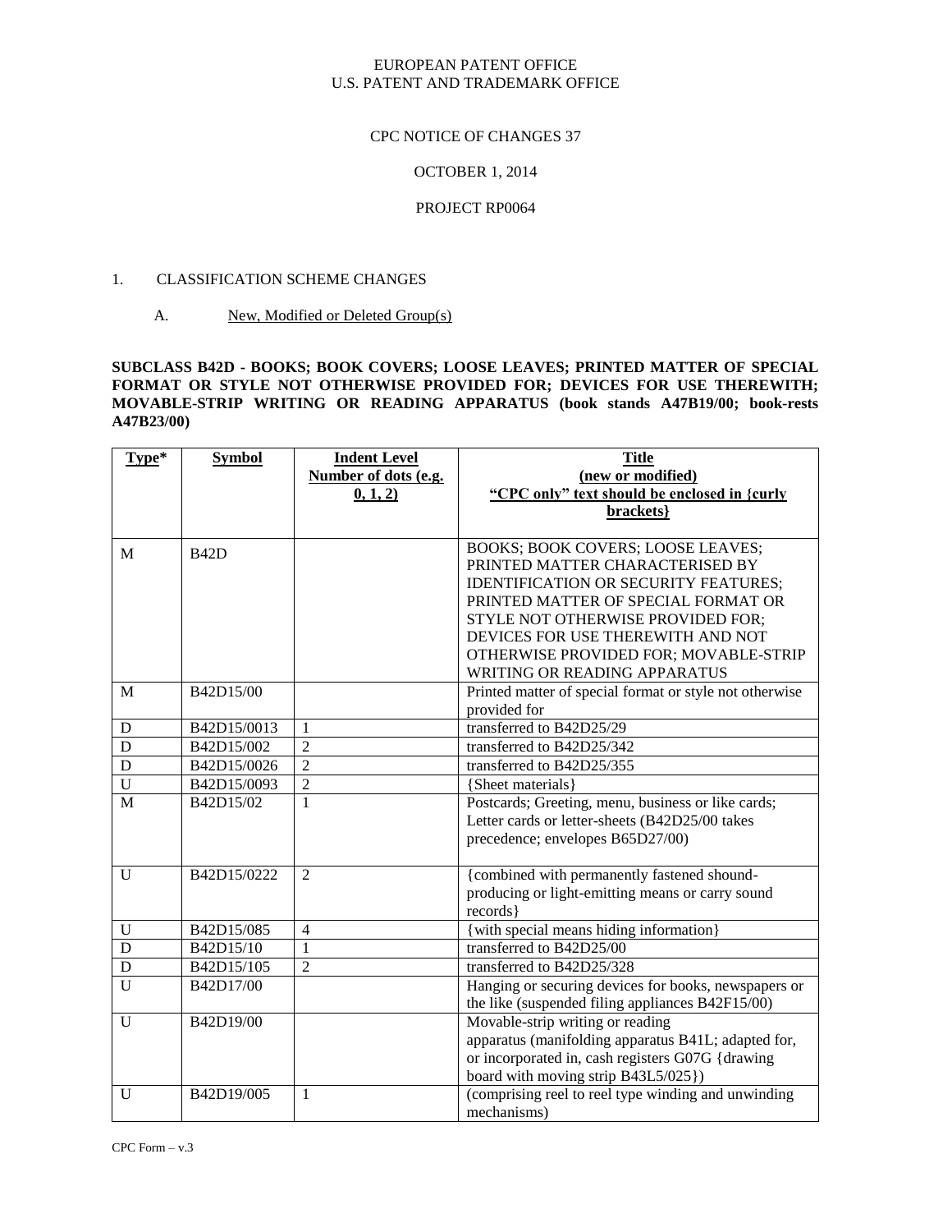EUROPEAN PATENT OFFICE
U.S. PATENT AND TRADEMARK OFFICE

CPC NOTICE OF CHANGES 37

OCTOBER 1, 2014

PROJECT RP0064

1. CLASSIFICATION SCHEME CHANGES

A. New, Modified or Deleted Group(s)

**SUBCLASS B42D - BOOKS; BOOK COVERS; LOOSE LEAVES; PRINTED MATTER OF SPECIAL FORMAT OR STYLE NOT OTHERWISE PROVIDED FOR; DEVICES FOR USE THEREWITH; MOVABLE-STRIP WRITING OR READING APPARATUS (book stands A47B19/00; book-rests A47B23/00)**

| Type* | Symbol | Indent Level Number of dots (e.g. 0, 1, 2) | Title (new or modified) "CPC only" text should be enclosed in {curly brackets} |
|---|---|---|---|
| M | B42D | | BOOKS; BOOK COVERS; LOOSE LEAVES; PRINTED MATTER CHARACTERISED BY IDENTIFICATION OR SECURITY FEATURES; PRINTED MATTER OF SPECIAL FORMAT OR STYLE NOT OTHERWISE PROVIDED FOR; DEVICES FOR USE THEREWITH AND NOT OTHERWISE PROVIDED FOR; MOVABLE-STRIP WRITING OR READING APPARATUS |
| M | B42D15/00 | | Printed matter of special format or style not otherwise provided for |
| D | B42D15/0013 | 1 | transferred to B42D25/29 |
| D | B42D15/002 | 2 | transferred to B42D25/342 |
| D | B42D15/0026 | 2 | transferred to B42D25/355 |
| U | B42D15/0093 | 2 | {Sheet materials} |
| M | B42D15/02 | 1 | Postcards; Greeting, menu, business or like cards; Letter cards or letter-sheets (B42D25/00 takes precedence; envelopes B65D27/00) |
| U | B42D15/0222 | 2 | {combined with permanently fastened shound-producing or light-emitting means or carry sound records} |
| U | B42D15/085 | 4 | {with special means hiding information} |
| D | B42D15/10 | 1 | transferred to B42D25/00 |
| D | B42D15/105 | 2 | transferred to B42D25/328 |
| U | B42D17/00 | | Hanging or securing devices for books, newspapers or the like (suspended filing appliances B42F15/00) |
| U | B42D19/00 | | Movable-strip writing or reading apparatus (manifolding apparatus B41L; adapted for, or incorporated in, cash registers G07G {drawing board with moving strip B43L5/025}) |
| U | B42D19/005 | 1 | (comprising reel to reel type winding and unwinding mechanisms) |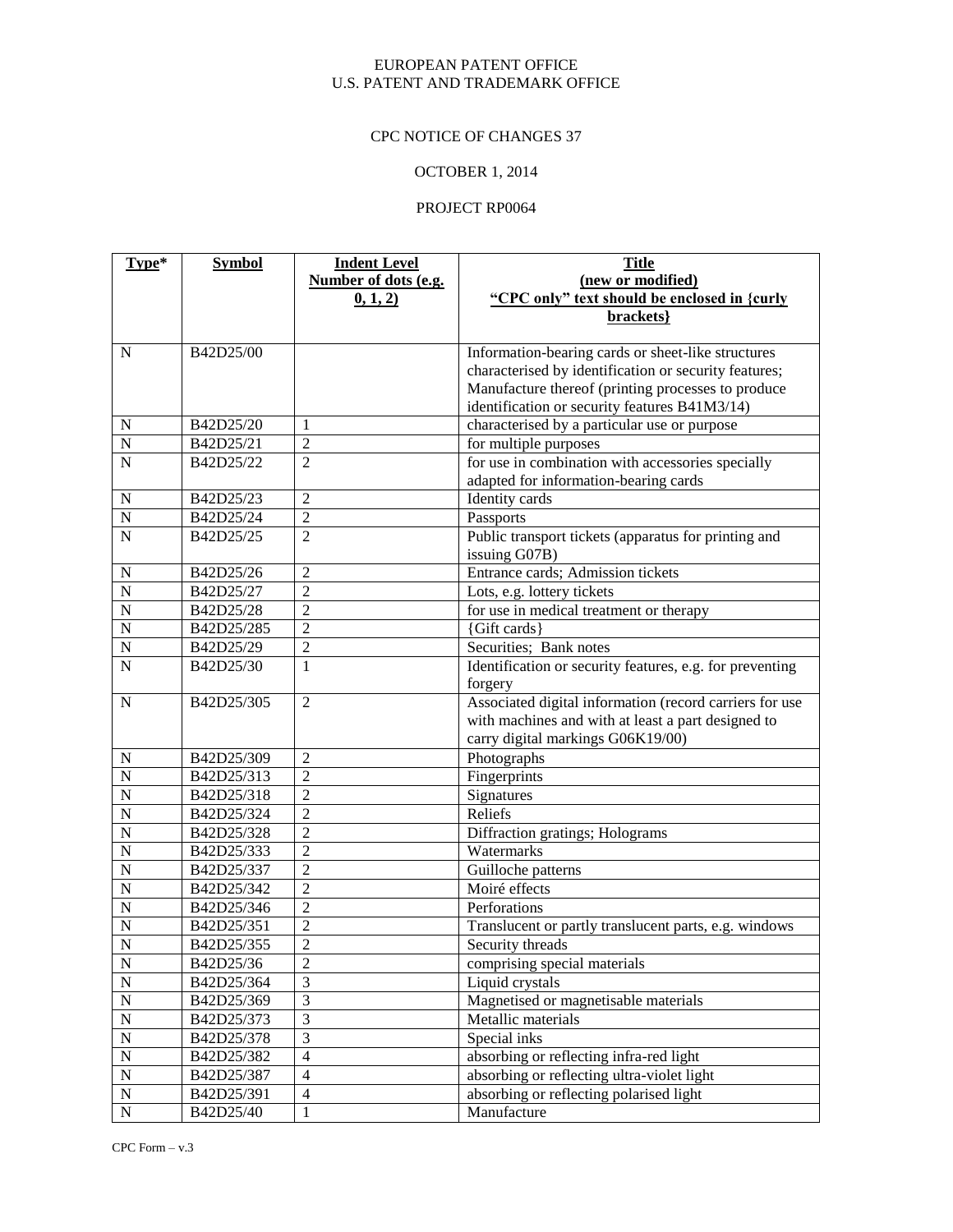EUROPEAN PATENT OFFICE
U.S. PATENT AND TRADEMARK OFFICE

CPC NOTICE OF CHANGES 37

OCTOBER 1, 2014

PROJECT RP0064

| Type* | Symbol | Indent Level Number of dots (e.g. 0, 1, 2) | Title (new or modified) "CPC only" text should be enclosed in {curly brackets} |
|---|---|---|---|
| N | B42D25/00 | | Information-bearing cards or sheet-like structures characterised by identification or security features; Manufacture thereof (printing processes to produce identification or security features B41M3/14) |
| N | B42D25/20 | 1 | characterised by a particular use or purpose |
| N | B42D25/21 | 2 | for multiple purposes |
| N | B42D25/22 | 2 | for use in combination with accessories specially adapted for information-bearing cards |
| N | B42D25/23 | 2 | Identity cards |
| N | B42D25/24 | 2 | Passports |
| N | B42D25/25 | 2 | Public transport tickets (apparatus for printing and issuing G07B) |
| N | B42D25/26 | 2 | Entrance cards; Admission tickets |
| N | B42D25/27 | 2 | Lots, e.g. lottery tickets |
| N | B42D25/28 | 2 | for use in medical treatment or therapy |
| N | B42D25/285 | 2 | {Gift cards} |
| N | B42D25/29 | 2 | Securities; Bank notes |
| N | B42D25/30 | 1 | Identification or security features, e.g. for preventing forgery |
| N | B42D25/305 | 2 | Associated digital information (record carriers for use with machines and with at least a part designed to carry digital markings G06K19/00) |
| N | B42D25/309 | 2 | Photographs |
| N | B42D25/313 | 2 | Fingerprints |
| N | B42D25/318 | 2 | Signatures |
| N | B42D25/324 | 2 | Reliefs |
| N | B42D25/328 | 2 | Diffraction gratings; Holograms |
| N | B42D25/333 | 2 | Watermarks |
| N | B42D25/337 | 2 | Guilloche patterns |
| N | B42D25/342 | 2 | Moiré effects |
| N | B42D25/346 | 2 | Perforations |
| N | B42D25/351 | 2 | Translucent or partly translucent parts, e.g. windows |
| N | B42D25/355 | 2 | Security threads |
| N | B42D25/36 | 2 | comprising special materials |
| N | B42D25/364 | 3 | Liquid crystals |
| N | B42D25/369 | 3 | Magnetised or magnetisable materials |
| N | B42D25/373 | 3 | Metallic materials |
| N | B42D25/378 | 3 | Special inks |
| N | B42D25/382 | 4 | absorbing or reflecting infra-red light |
| N | B42D25/387 | 4 | absorbing or reflecting ultra-violet light |
| N | B42D25/391 | 4 | absorbing or reflecting polarised light |
| N | B42D25/40 | 1 | Manufacture |

CPC Form – v.3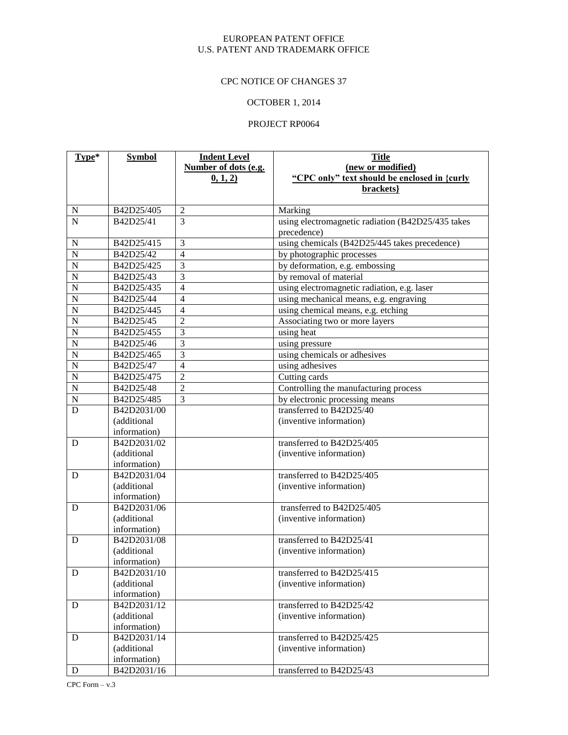EUROPEAN PATENT OFFICE
U.S. PATENT AND TRADEMARK OFFICE

CPC NOTICE OF CHANGES 37

OCTOBER 1, 2014

PROJECT RP0064

| **Type*** | **Symbol** | **Indent Level Number of dots (e.g. 0, 1, 2)** | **Title (new or modified) "CPC only" text should be enclosed in {curly brackets}** |
|---|---|---|---|
| N | B42D25/405 | 2 | Marking |
| N | B42D25/41 | 3 | using electromagnetic radiation (B42D25/435 takes precedence) |
| N | B42D25/415 | 3 | using chemicals (B42D25/445 takes precedence) |
| N | B42D25/42 | 4 | by photographic processes |
| N | B42D25/425 | 3 | by deformation, e.g. embossing |
| N | B42D25/43 | 3 | by removal of material |
| N | B42D25/435 | 4 | using electromagnetic radiation, e.g. laser |
| N | B42D25/44 | 4 | using mechanical means, e.g. engraving |
| N | B42D25/445 | 4 | using chemical means, e.g. etching |
| N | B42D25/45 | 2 | Associating two or more layers |
| N | B42D25/455 | 3 | using heat |
| N | B42D25/46 | 3 | using pressure |
| N | B42D25/465 | 3 | using chemicals or adhesives |
| N | B42D25/47 | 4 | using adhesives |
| N | B42D25/475 | 2 | Cutting cards |
| N | B42D25/48 | 2 | Controlling the manufacturing process |
| N | B42D25/485 | 3 | by electronic processing means |
| D | B42D2031/00 (additional information) | | transferred to B42D25/40 (inventive information) |
| D | B42D2031/02 (additional information) | | transferred to B42D25/405 (inventive information) |
| D | B42D2031/04 (additional information) | | transferred to B42D25/405 (inventive information) |
| D | B42D2031/06 (additional information) | | transferred to B42D25/405 (inventive information) |
| D | B42D2031/08 (additional information) | | transferred to B42D25/41 (inventive information) |
| D | B42D2031/10 (additional information) | | transferred to B42D25/415 (inventive information) |
| D | B42D2031/12 (additional information) | | transferred to B42D25/42 (inventive information) |
| D | B42D2031/14 (additional information) | | transferred to B42D25/425 (inventive information) |
| D | B42D2031/16 | | transferred to B42D25/43 |

CPC Form – v.3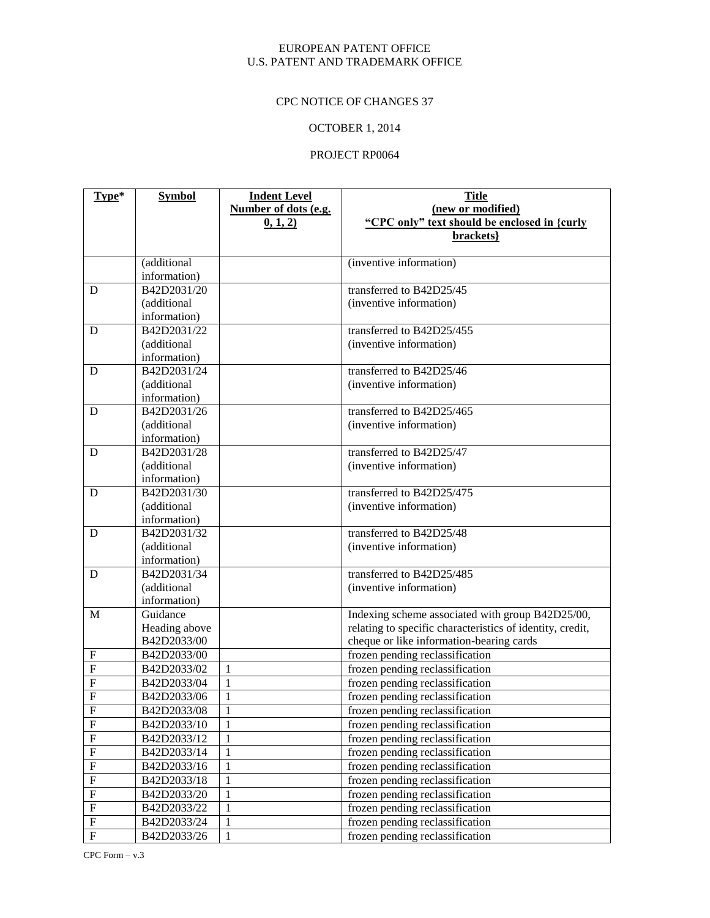EUROPEAN PATENT OFFICE
U.S. PATENT AND TRADEMARK OFFICE

CPC NOTICE OF CHANGES 37

OCTOBER 1, 2014

PROJECT RP0064

| **Type*** | **Symbol** | **Indent Level Number of dots (e.g. 0, 1, 2)** | **Title (new or modified) "CPC only" text should be enclosed in {curly brackets}** |
|---|---|---|---|
| | (additional information) | | (inventive information) |
| D | B42D2031/20 (additional information) | | transferred to B42D25/45 (inventive information) |
| D | B42D2031/22 (additional information) | | transferred to B42D25/455 (inventive information) |
| D | B42D2031/24 (additional information) | | transferred to B42D25/46 (inventive information) |
| D | B42D2031/26 (additional information) | | transferred to B42D25/465 (inventive information) |
| D | B42D2031/28 (additional information) | | transferred to B42D25/47 (inventive information) |
| D | B42D2031/30 (additional information) | | transferred to B42D25/475 (inventive information) |
| D | B42D2031/32 (additional information) | | transferred to B42D25/48 (inventive information) |
| D | B42D2031/34 (additional information) | | transferred to B42D25/485 (inventive information) |
| M | Guidance Heading above B42D2033/00 | | Indexing scheme associated with group B42D25/00, relating to specific characteristics of identity, credit, cheque or like information-bearing cards |
| F | B42D2033/00 | | frozen pending reclassification |
| F | B42D2033/02 | 1 | frozen pending reclassification |
| F | B42D2033/04 | 1 | frozen pending reclassification |
| F | B42D2033/06 | 1 | frozen pending reclassification |
| F | B42D2033/08 | 1 | frozen pending reclassification |
| F | B42D2033/10 | 1 | frozen pending reclassification |
| F | B42D2033/12 | 1 | frozen pending reclassification |
| F | B42D2033/14 | 1 | frozen pending reclassification |
| F | B42D2033/16 | 1 | frozen pending reclassification |
| F | B42D2033/18 | 1 | frozen pending reclassification |
| F | B42D2033/20 | 1 | frozen pending reclassification |
| F | B42D2033/22 | 1 | frozen pending reclassification |
| F | B42D2033/24 | 1 | frozen pending reclassification |
| F | B42D2033/26 | 1 | frozen pending reclassification |

CPC Form – v.3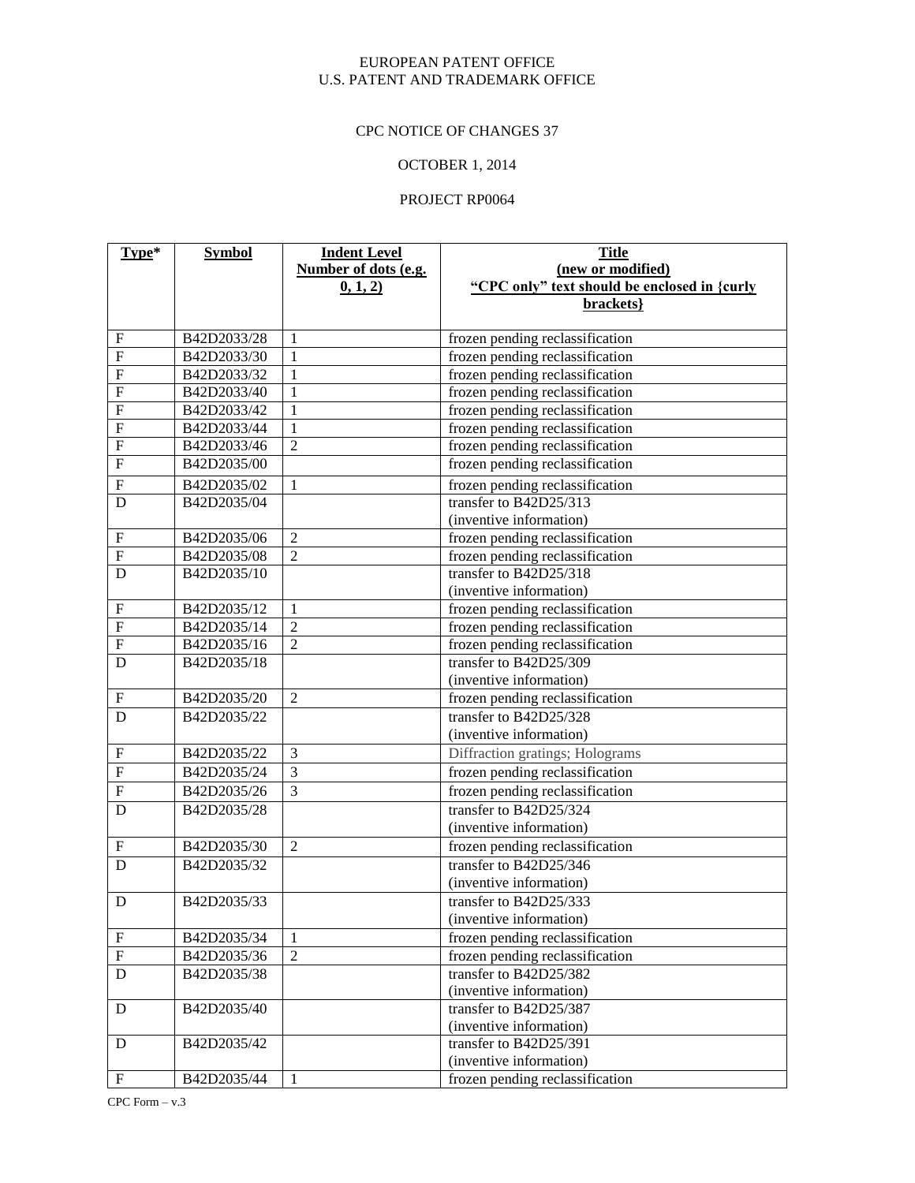EUROPEAN PATENT OFFICE
U.S. PATENT AND TRADEMARK OFFICE

CPC NOTICE OF CHANGES 37

OCTOBER 1, 2014

PROJECT RP0064

| **Type*** | **Symbol** | **Indent Level Number of dots (e.g. 0, 1, 2)** | **Title (new or modified) "CPC only" text should be enclosed in {curly brackets}** |
|---|---|---|---|
| F | B42D2033/28 | 1 | frozen pending reclassification |
| F | B42D2033/30 | 1 | frozen pending reclassification |
| F | B42D2033/32 | 1 | frozen pending reclassification |
| F | B42D2033/40 | 1 | frozen pending reclassification |
| F | B42D2033/42 | 1 | frozen pending reclassification |
| F | B42D2033/44 | 1 | frozen pending reclassification |
| F | B42D2033/46 | 2 | frozen pending reclassification |
| F | B42D2035/00 | | frozen pending reclassification |
| F | B42D2035/02 | 1 | frozen pending reclassification |
| D | B42D2035/04 | | transfer to B42D25/313 (inventive information) |
| F | B42D2035/06 | 2 | frozen pending reclassification |
| F | B42D2035/08 | 2 | frozen pending reclassification |
| D | B42D2035/10 | | transfer to B42D25/318 (inventive information) |
| F | B42D2035/12 | 1 | frozen pending reclassification |
| F | B42D2035/14 | 2 | frozen pending reclassification |
| F | B42D2035/16 | 2 | frozen pending reclassification |
| D | B42D2035/18 | | transfer to B42D25/309 (inventive information) |
| F | B42D2035/20 | 2 | frozen pending reclassification |
| D | B42D2035/22 | | transfer to B42D25/328 (inventive information) |
| F | B42D2035/22 | 3 | Diffraction gratings; Holograms |
| F | B42D2035/24 | 3 | frozen pending reclassification |
| F | B42D2035/26 | 3 | frozen pending reclassification |
| D | B42D2035/28 | | transfer to B42D25/324 (inventive information) |
| F | B42D2035/30 | 2 | frozen pending reclassification |
| D | B42D2035/32 | | transfer to B42D25/346 (inventive information) |
| D | B42D2035/33 | | transfer to B42D25/333 (inventive information) |
| F | B42D2035/34 | 1 | frozen pending reclassification |
| F | B42D2035/36 | 2 | frozen pending reclassification |
| D | B42D2035/38 | | transfer to B42D25/382 (inventive information) |
| D | B42D2035/40 | | transfer to B42D25/387 (inventive information) |
| D | B42D2035/42 | | transfer to B42D25/391 (inventive information) |
| F | B42D2035/44 | 1 | frozen pending reclassification |

CPC Form – v.3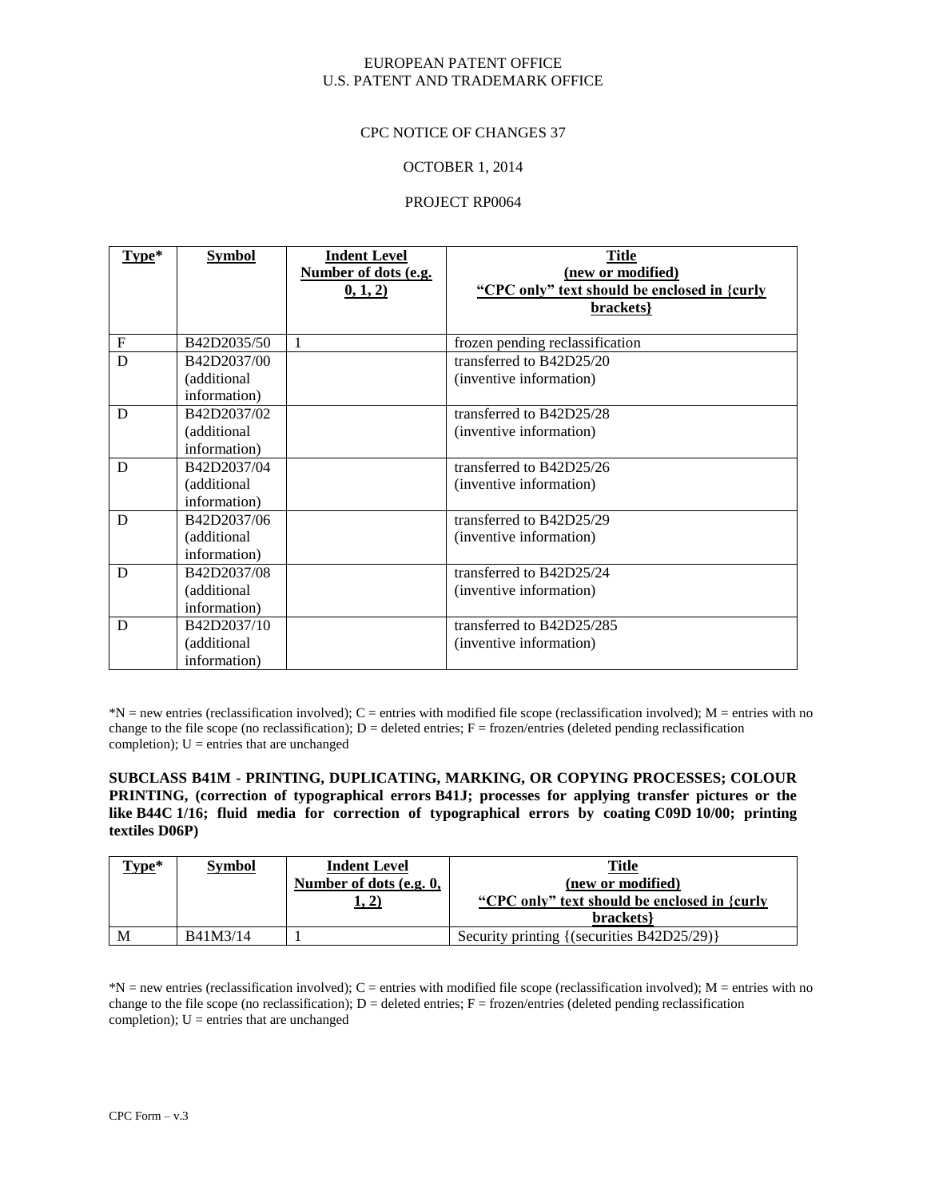EUROPEAN PATENT OFFICE
U.S. PATENT AND TRADEMARK OFFICE

CPC NOTICE OF CHANGES 37

OCTOBER 1, 2014

PROJECT RP0064

| Type* | Symbol | Indent Level Number of dots (e.g. 0, 1, 2) | Title (new or modified) "CPC only" text should be enclosed in {curly brackets} |
|---|---|---|---|
| F | B42D2035/50 | 1 | frozen pending reclassification |
| D | B42D2037/00 (additional information) | | transferred to B42D25/20 (inventive information) |
| D | B42D2037/02 (additional information) | | transferred to B42D25/28 (inventive information) |
| D | B42D2037/04 (additional information) | | transferred to B42D25/26 (inventive information) |
| D | B42D2037/06 (additional information) | | transferred to B42D25/29 (inventive information) |
| D | B42D2037/08 (additional information) | | transferred to B42D25/24 (inventive information) |
| D | B42D2037/10 (additional information) | | transferred to B42D25/285 (inventive information) |

*N = new entries (reclassification involved); C = entries with modified file scope (reclassification involved); M = entries with no change to the file scope (no reclassification); D = deleted entries; F = frozen/entries (deleted pending reclassification completion); U = entries that are unchanged

**SUBCLASS B41M - PRINTING, DUPLICATING, MARKING, OR COPYING PROCESSES; COLOUR PRINTING, (correction of typographical errors B41J; processes for applying transfer pictures or the like B44C 1/16; fluid media for correction of typographical errors by coating C09D 10/00; printing textiles D06P)**

| Type* | Symbol | Indent Level Number of dots (e.g. 0, 1, 2) | Title (new or modified) "CPC only" text should be enclosed in {curly brackets} |
|---|---|---|---|
| M | B41M3/14 | 1 | Security printing {(securities B42D25/29)} |

*N = new entries (reclassification involved); C = entries with modified file scope (reclassification involved); M = entries with no change to the file scope (no reclassification); D = deleted entries; F = frozen/entries (deleted pending reclassification completion); U = entries that are unchanged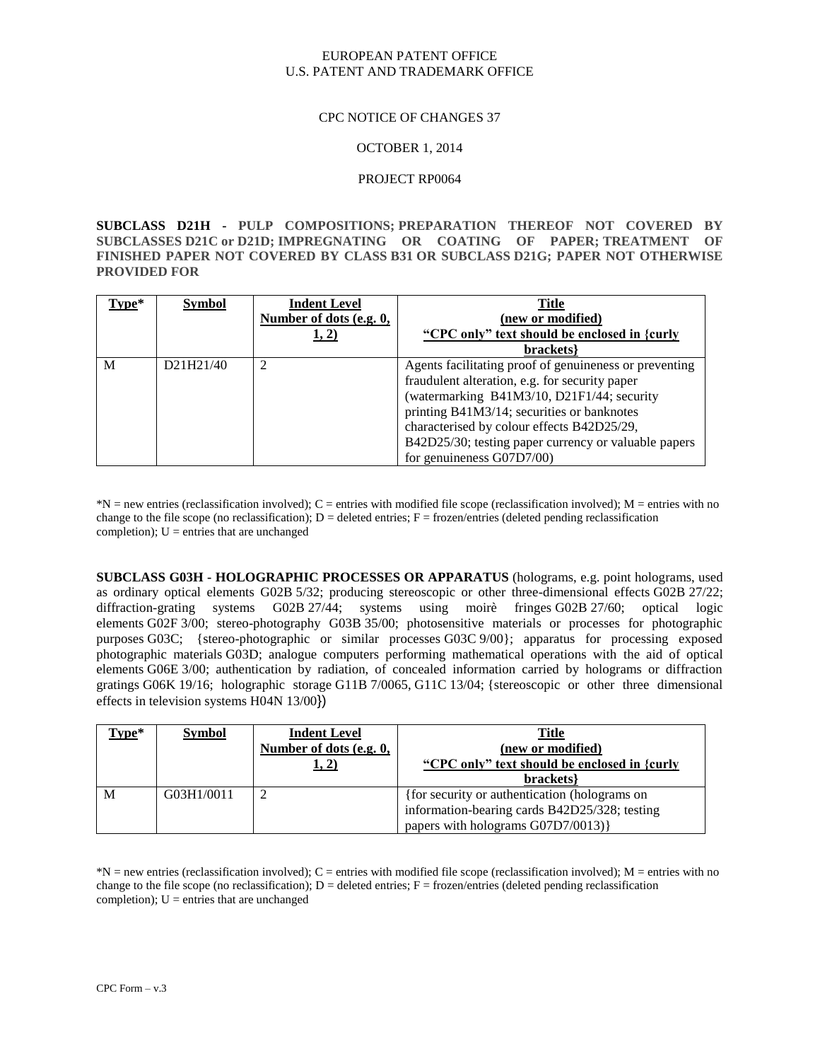EUROPEAN PATENT OFFICE
U.S. PATENT AND TRADEMARK OFFICE

CPC NOTICE OF CHANGES 37

OCTOBER 1, 2014

PROJECT RP0064

**SUBCLASS D21H - PULP COMPOSITIONS; PREPARATION THEREOF NOT COVERED BY SUBCLASSES D21C or D21D; IMPREGNATING OR COATING OF PAPER; TREATMENT OF FINISHED PAPER NOT COVERED BY CLASS B31 OR SUBCLASS D21G; PAPER NOT OTHERWISE PROVIDED FOR**

| Type* | Symbol | Indent Level Number of dots (e.g. 0, 1, 2) | Title (new or modified) "CPC only" text should be enclosed in {curly brackets} |
|---|---|---|---|
| M | D21H21/40 | 2 | Agents facilitating proof of genuineness or preventing fraudulent alteration, e.g. for security paper (watermarking B41M3/10, D21F1/44; security printing B41M3/14; securities or banknotes characterised by colour effects B42D25/29, B42D25/30; testing paper currency or valuable papers for genuineness G07D7/00) |

*N = new entries (reclassification involved); C = entries with modified file scope (reclassification involved); M = entries with no change to the file scope (no reclassification); D = deleted entries; F = frozen/entries (deleted pending reclassification completion); U = entries that are unchanged

**SUBCLASS G03H - HOLOGRAPHIC PROCESSES OR APPARATUS** (holograms, e.g. point holograms, used as ordinary optical elements G02B 5/32; producing stereoscopic or other three-dimensional effects G02B 27/22; diffraction-grating systems G02B 27/44; systems using moirè fringes G02B 27/60; optical logic elements G02F 3/00; stereo-photography G03B 35/00; photosensitive materials or processes for photographic purposes G03C; {stereo-photographic or similar processes G03C 9/00}; apparatus for processing exposed photographic materials G03D; analogue computers performing mathematical operations with the aid of optical elements G06E 3/00; authentication by radiation, of concealed information carried by holograms or diffraction gratings G06K 19/16; holographic storage G11B 7/0065, G11C 13/04; {stereoscopic or other three dimensional effects in television systems H04N 13/00})

| Type* | Symbol | Indent Level Number of dots (e.g. 0, 1, 2) | Title (new or modified) "CPC only" text should be enclosed in {curly brackets} |
|---|---|---|---|
| M | G03H1/0011 | 2 | {for security or authentication (holograms on information-bearing cards B42D25/328; testing papers with holograms G07D7/0013)} |

*N = new entries (reclassification involved); C = entries with modified file scope (reclassification involved); M = entries with no change to the file scope (no reclassification); D = deleted entries; F = frozen/entries (deleted pending reclassification completion); U = entries that are unchanged

CPC Form – v.3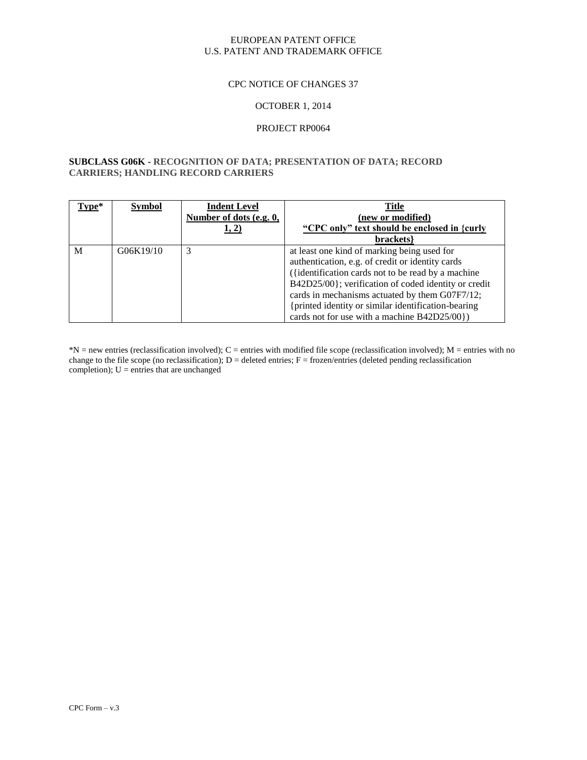EUROPEAN PATENT OFFICE
U.S. PATENT AND TRADEMARK OFFICE

CPC NOTICE OF CHANGES 37

OCTOBER 1, 2014

PROJECT RP0064

**SUBCLASS G06K - RECOGNITION OF DATA; PRESENTATION OF DATA; RECORD CARRIERS; HANDLING RECORD CARRIERS**

| Type* | Symbol | Indent Level Number of dots (e.g. 0, 1, 2) | Title (new or modified) "CPC only" text should be enclosed in {curly brackets} |
|---|---|---|---|
| M | G06K19/10 | 3 | at least one kind of marking being used for authentication, e.g. of credit or identity cards ({identification cards not to be read by a machine B42D25/00}; verification of coded identity or credit cards in mechanisms actuated by them G07F7/12; {printed identity or similar identification-bearing cards not for use with a machine B42D25/00}) |

*N = new entries (reclassification involved); C = entries with modified file scope (reclassification involved); M = entries with no change to the file scope (no reclassification); D = deleted entries; F = frozen/entries (deleted pending reclassification completion); U = entries that are unchanged

CPC Form – v.3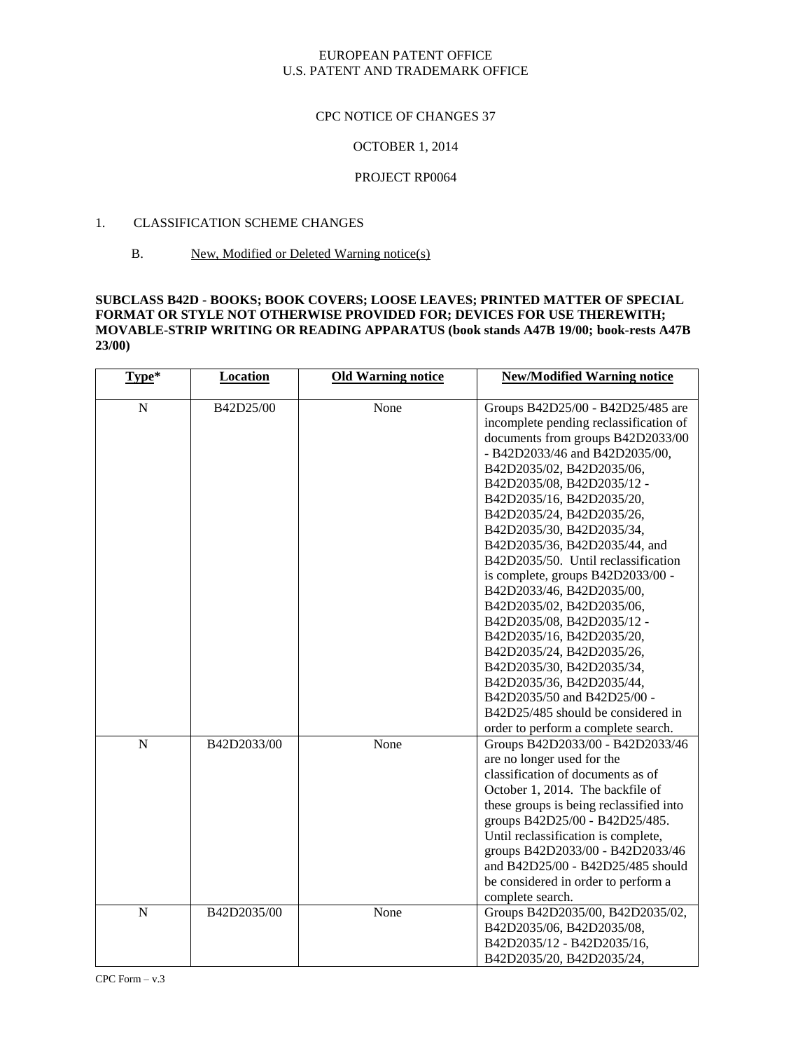EUROPEAN PATENT OFFICE
U.S. PATENT AND TRADEMARK OFFICE

CPC NOTICE OF CHANGES 37

OCTOBER 1, 2014

PROJECT RP0064

1. CLASSIFICATION SCHEME CHANGES

B. New, Modified or Deleted Warning notice(s)

**SUBCLASS B42D - BOOKS; BOOK COVERS; LOOSE LEAVES; PRINTED MATTER OF SPECIAL FORMAT OR STYLE NOT OTHERWISE PROVIDED FOR; DEVICES FOR USE THEREWITH; MOVABLE-STRIP WRITING OR READING APPARATUS (book stands A47B 19/00; book-rests A47B 23/00)**

| Type* | Location | Old Warning notice | New/Modified Warning notice |
|---|---|---|---|
| N | B42D25/00 | None | Groups B42D25/00 - B42D25/485 are incomplete pending reclassification of documents from groups B42D2033/00 - B42D2033/46 and B42D2035/00, B42D2035/02, B42D2035/06, B42D2035/08, B42D2035/12 - B42D2035/16, B42D2035/20, B42D2035/24, B42D2035/26, B42D2035/30, B42D2035/34, B42D2035/36, B42D2035/44, and B42D2035/50. Until reclassification is complete, groups B42D2033/00 - B42D2033/46, B42D2035/00, B42D2035/02, B42D2035/06, B42D2035/08, B42D2035/12 - B42D2035/16, B42D2035/20, B42D2035/24, B42D2035/26, B42D2035/30, B42D2035/34, B42D2035/36, B42D2035/44, B42D2035/50 and B42D25/00 - B42D25/485 should be considered in order to perform a complete search. |
| N | B42D2033/00 | None | Groups B42D2033/00 - B42D2033/46 are no longer used for the classification of documents as of October 1, 2014. The backfile of these groups is being reclassified into groups B42D25/00 - B42D25/485. Until reclassification is complete, groups B42D2033/00 - B42D2033/46 and B42D25/00 - B42D25/485 should be considered in order to perform a complete search. |
| N | B42D2035/00 | None | Groups B42D2035/00, B42D2035/02, B42D2035/06, B42D2035/08, B42D2035/12 - B42D2035/16, B42D2035/20, B42D2035/24, |

CPC Form – v.3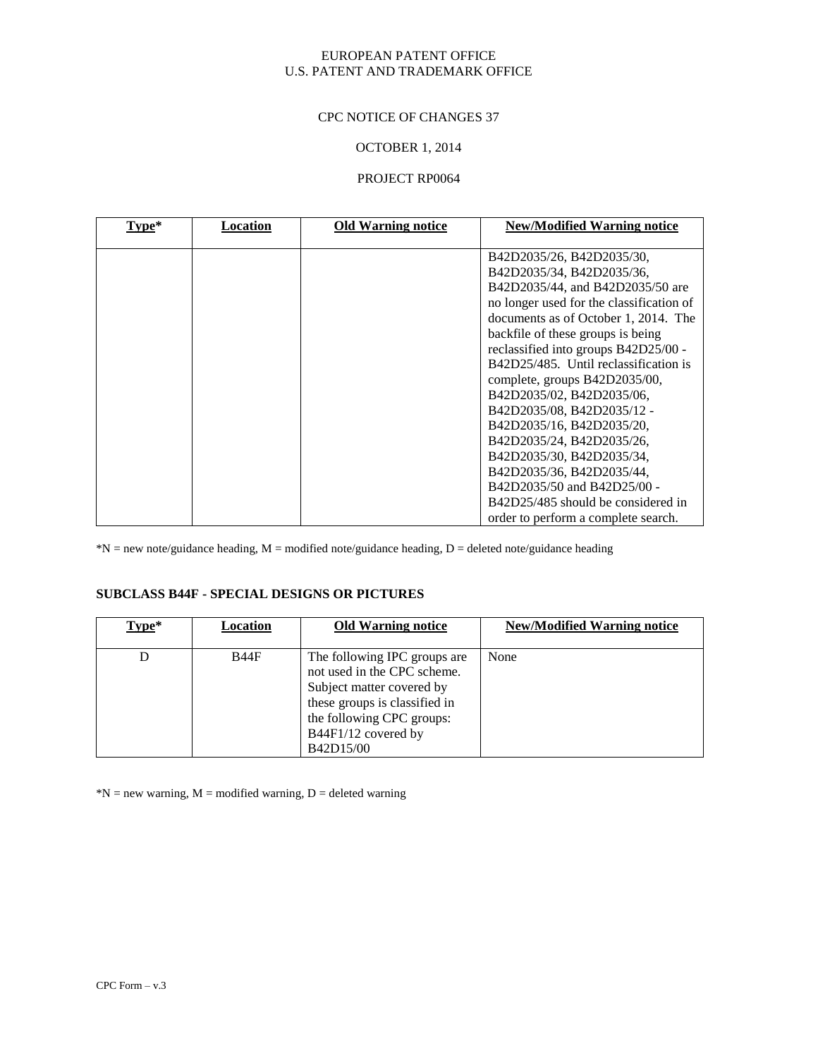EUROPEAN PATENT OFFICE
U.S. PATENT AND TRADEMARK OFFICE

CPC NOTICE OF CHANGES 37

OCTOBER 1, 2014

PROJECT RP0064

| Type* | Location | Old Warning notice | New/Modified Warning notice |
|---|---|---|---|
| | | | B42D2035/26, B42D2035/30, B42D2035/34, B42D2035/36, B42D2035/44, and B42D2035/50 are no longer used for the classification of documents as of October 1, 2014. The backfile of these groups is being reclassified into groups B42D25/00 - B42D25/485. Until reclassification is complete, groups B42D2035/00, B42D2035/02, B42D2035/06, B42D2035/08, B42D2035/12 - B42D2035/16, B42D2035/20, B42D2035/24, B42D2035/26, B42D2035/30, B42D2035/34, B42D2035/36, B42D2035/44, B42D2035/50 and B42D25/00 - B42D25/485 should be considered in order to perform a complete search. |

*N = new note/guidance heading, M = modified note/guidance heading, D = deleted note/guidance heading

**SUBCLASS B44F - SPECIAL DESIGNS OR PICTURES**

| Type* | Location | Old Warning notice | New/Modified Warning notice |
|---|---|---|---|
| D | B44F | The following IPC groups are not used in the CPC scheme. Subject matter covered by these groups is classified in the following CPC groups: B44F1/12 covered by B42D15/00 | None |

*N = new warning, M = modified warning, D = deleted warning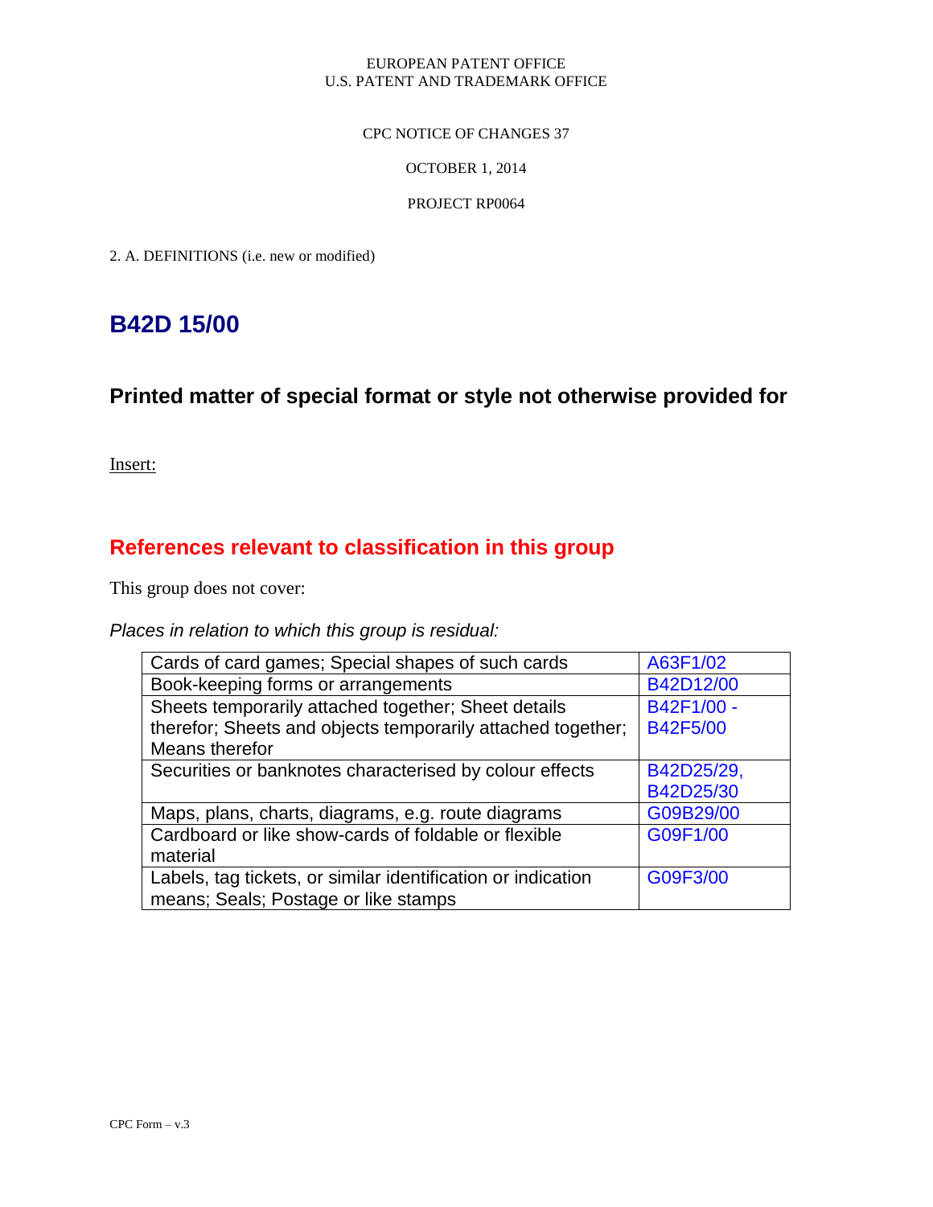EUROPEAN PATENT OFFICE
U.S. PATENT AND TRADEMARK OFFICE

CPC NOTICE OF CHANGES 37

OCTOBER 1, 2014

PROJECT RP0064

2. A. DEFINITIONS (i.e. new or modified)

# B42D 15/00

## Printed matter of special format or style not otherwise provided for

Insert:

## References relevant to classification in this group

This group does not cover:

*Places in relation to which this group is residual:*

| | |
|---|---|
| Cards of card games; Special shapes of such cards | A63F1/02 |
| Book-keeping forms or arrangements | B42D12/00 |
| Sheets temporarily attached together; Sheet details therefor; Sheets and objects temporarily attached together; Means therefor | B42F1/00 - B42F5/00 |
| Securities or banknotes characterised by colour effects | B42D25/29, B42D25/30 |
| Maps, plans, charts, diagrams, e.g. route diagrams | G09B29/00 |
| Cardboard or like show-cards of foldable or flexible material | G09F1/00 |
| Labels, tag tickets, or similar identification or indication means; Seals; Postage or like stamps | G09F3/00 |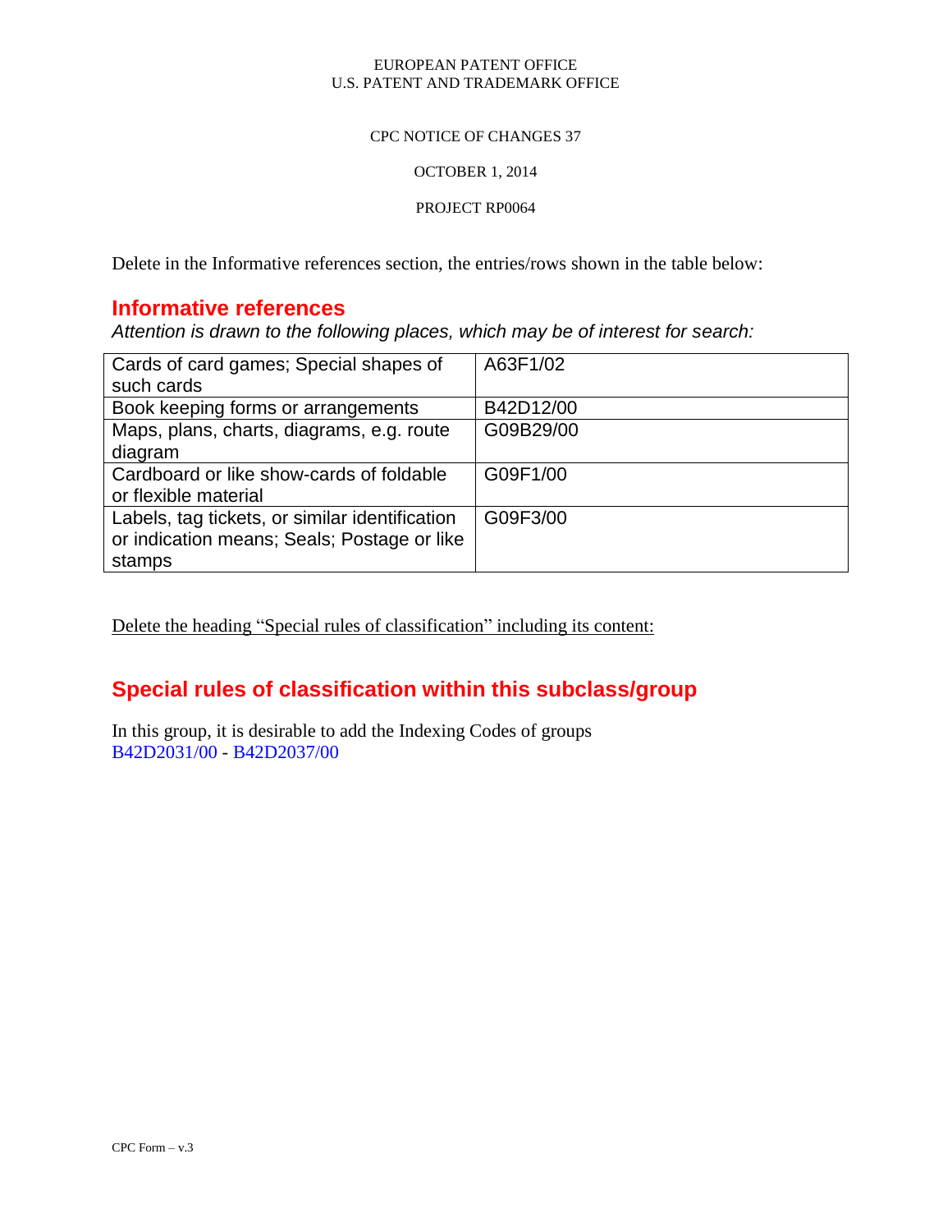EUROPEAN PATENT OFFICE
U.S. PATENT AND TRADEMARK OFFICE

CPC NOTICE OF CHANGES 37

OCTOBER 1, 2014

PROJECT RP0064

Delete in the Informative references section, the entries/rows shown in the table below:

## Informative references

*Attention is drawn to the following places, which may be of interest for search:*

| | |
|---|---|
| Cards of card games; Special shapes of such cards | A63F1/02 |
| Book keeping forms or arrangements | B42D12/00 |
| Maps, plans, charts, diagrams, e.g. route diagram | G09B29/00 |
| Cardboard or like show-cards of foldable or flexible material | G09F1/00 |
| Labels, tag tickets, or similar identification or indication means; Seals; Postage or like stamps | G09F3/00 |

Delete the heading "Special rules of classification" including its content:

## Special rules of classification within this subclass/group

In this group, it is desirable to add the Indexing Codes of groups B42D2031/00 - B42D2037/00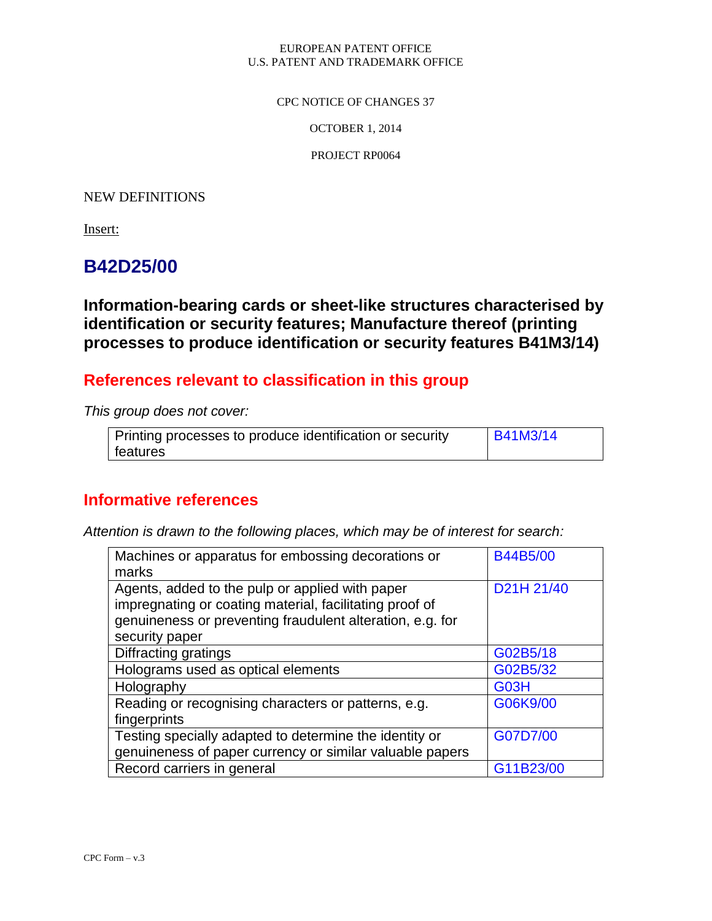EUROPEAN PATENT OFFICE
U.S. PATENT AND TRADEMARK OFFICE

CPC NOTICE OF CHANGES 37

OCTOBER 1, 2014

PROJECT RP0064

NEW DEFINITIONS

Insert:

# B42D25/00

## Information-bearing cards or sheet-like structures characterised by identification or security features; Manufacture thereof (printing processes to produce identification or security features B41M3/14)

## References relevant to classification in this group

*This group does not cover:*

| | |
|---|---|
| Printing processes to produce identification or security features | B41M3/14 |

## Informative references

*Attention is drawn to the following places, which may be of interest for search:*

| | |
|---|---|
| Machines or apparatus for embossing decorations or marks | B44B5/00 |
| Agents, added to the pulp or applied with paper impregnating or coating material, facilitating proof of genuineness or preventing fraudulent alteration, e.g. for security paper | D21H 21/40 |
| Diffracting gratings | G02B5/18 |
| Holograms used as optical elements | G02B5/32 |
| Holography | G03H |
| Reading or recognising characters or patterns, e.g. fingerprints | G06K9/00 |
| Testing specially adapted to determine the identity or genuineness of paper currency or similar valuable papers | G07D7/00 |
| Record carriers in general | G11B23/00 |

CPC Form – v.3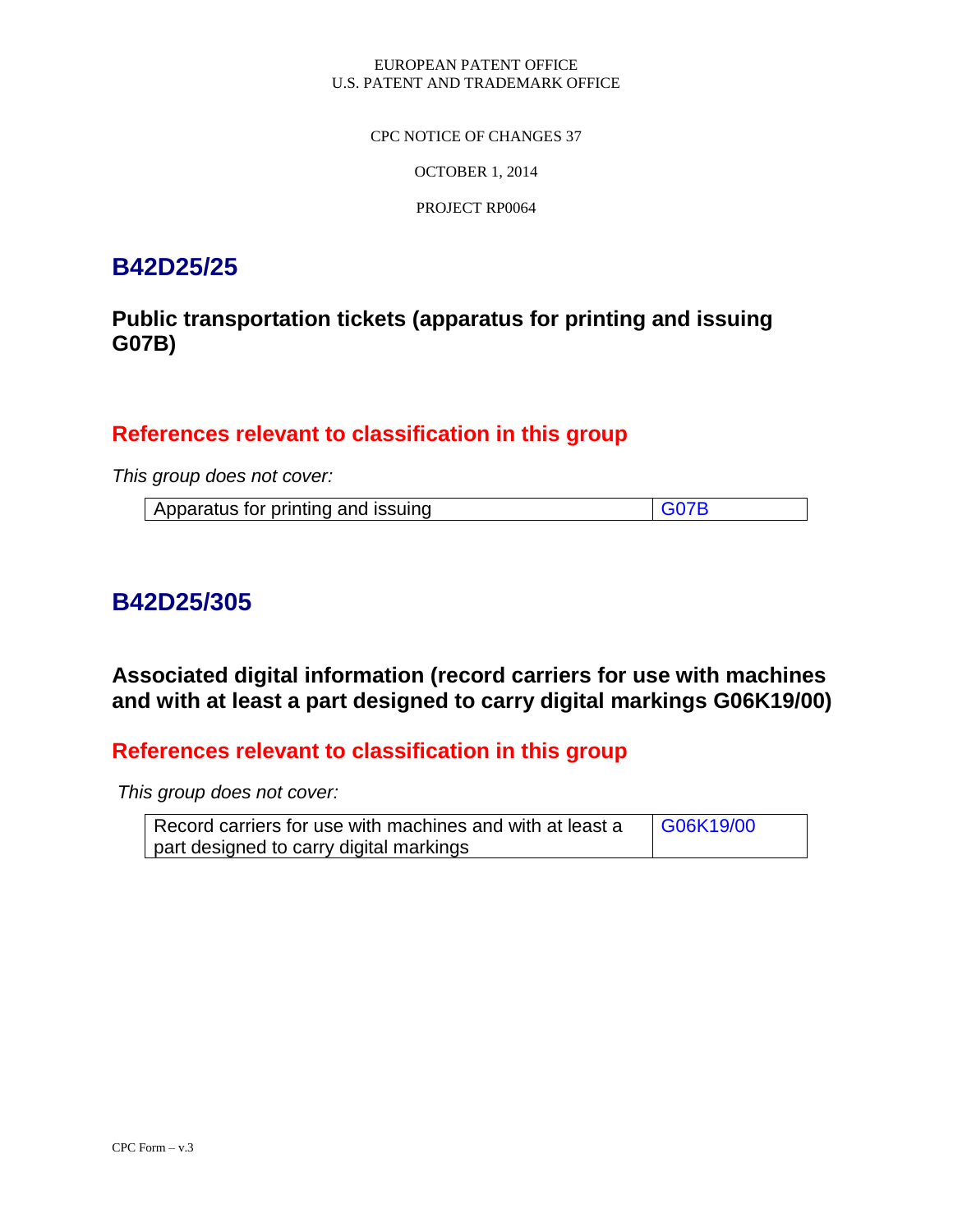EUROPEAN PATENT OFFICE
U.S. PATENT AND TRADEMARK OFFICE

CPC NOTICE OF CHANGES 37

OCTOBER 1, 2014

PROJECT RP0064

# B42D25/25

## Public transportation tickets (apparatus for printing and issuing G07B)

## References relevant to classification in this group

*This group does not cover:*

| Apparatus for printing and issuing | G07B |
|---|---|

# B42D25/305

## Associated digital information (record carriers for use with machines and with at least a part designed to carry digital markings G06K19/00)

## References relevant to classification in this group

*This group does not cover:*

| Record carriers for use with machines and with at least a part designed to carry digital markings | G06K19/00 |
|---|---|

CPC Form – v.3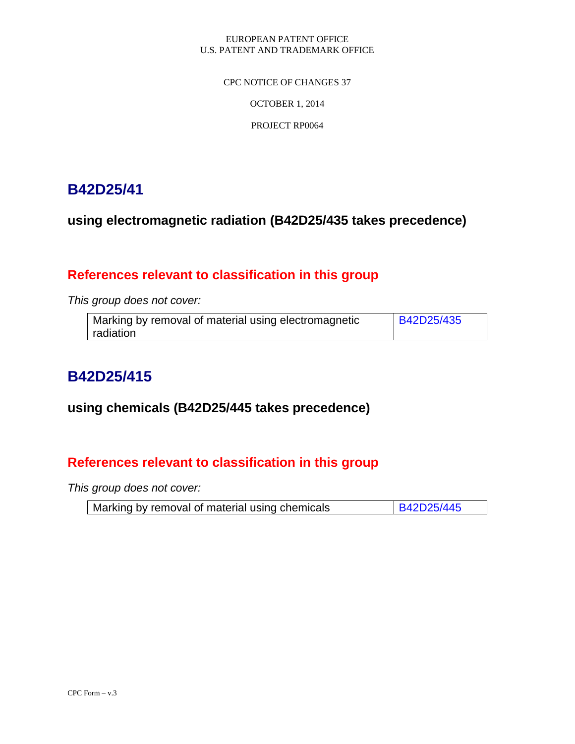EUROPEAN PATENT OFFICE
U.S. PATENT AND TRADEMARK OFFICE

CPC NOTICE OF CHANGES 37

OCTOBER 1, 2014

PROJECT RP0064

# B42D25/41

### using electromagnetic radiation (B42D25/435 takes precedence)

## References relevant to classification in this group

*This group does not cover:*

| Marking by removal of material using electromagnetic radiation | B42D25/435 |
|---|---|

# B42D25/415

### using chemicals (B42D25/445 takes precedence)

## References relevant to classification in this group

*This group does not cover:*

| Marking by removal of material using chemicals | B42D25/445 |
|---|---|

CPC Form – v.3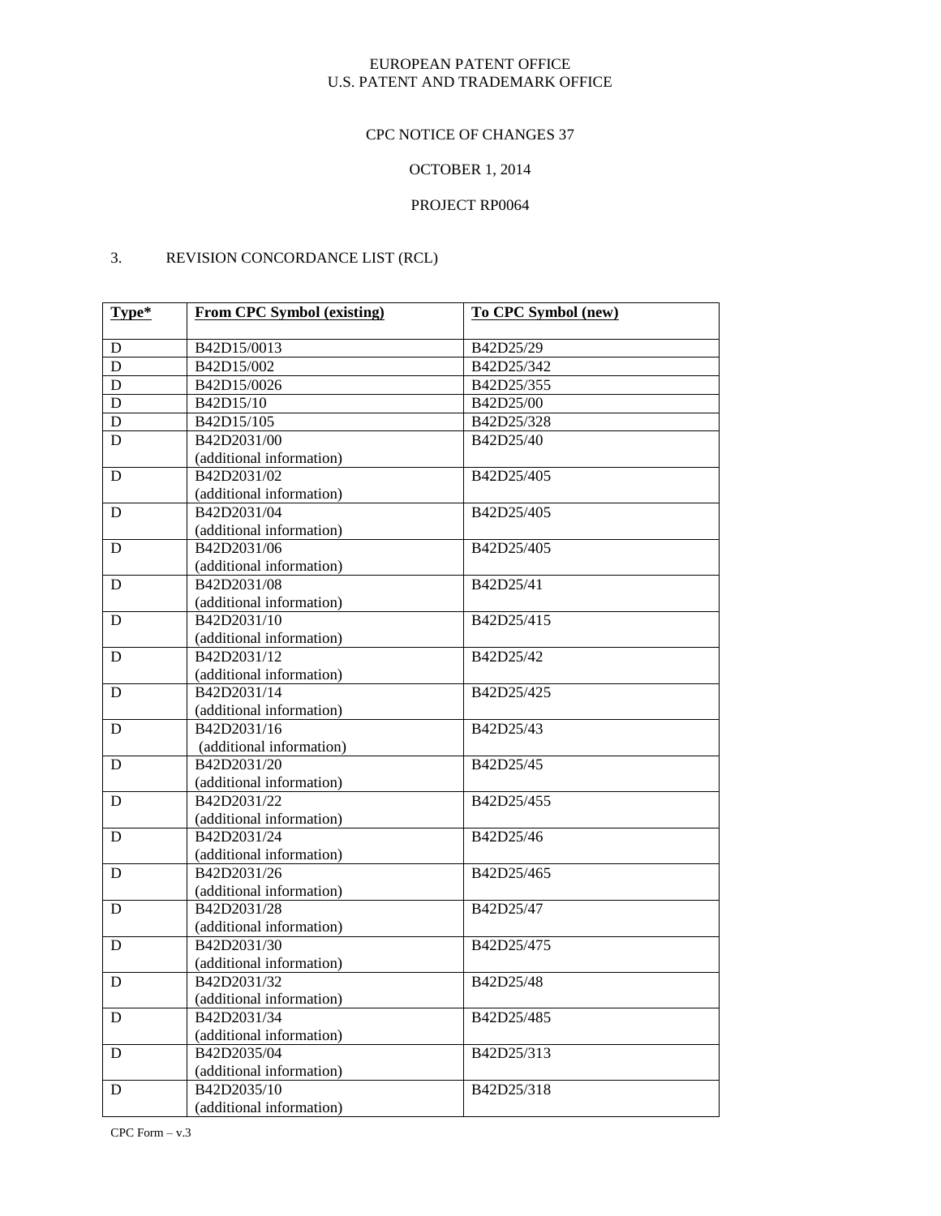EUROPEAN PATENT OFFICE
U.S. PATENT AND TRADEMARK OFFICE

CPC NOTICE OF CHANGES 37

OCTOBER 1, 2014

PROJECT RP0064

3. REVISION CONCORDANCE LIST (RCL)

| Type* | From CPC Symbol (existing) | To CPC Symbol (new) |
|---|---|---|
| D | B42D15/0013 | B42D25/29 |
| D | B42D15/002 | B42D25/342 |
| D | B42D15/0026 | B42D25/355 |
| D | B42D15/10 | B42D25/00 |
| D | B42D15/105 | B42D25/328 |
| D | B42D2031/00 (additional information) | B42D25/40 |
| D | B42D2031/02 (additional information) | B42D25/405 |
| D | B42D2031/04 (additional information) | B42D25/405 |
| D | B42D2031/06 (additional information) | B42D25/405 |
| D | B42D2031/08 (additional information) | B42D25/41 |
| D | B42D2031/10 (additional information) | B42D25/415 |
| D | B42D2031/12 (additional information) | B42D25/42 |
| D | B42D2031/14 (additional information) | B42D25/425 |
| D | B42D2031/16 (additional information) | B42D25/43 |
| D | B42D2031/20 (additional information) | B42D25/45 |
| D | B42D2031/22 (additional information) | B42D25/455 |
| D | B42D2031/24 (additional information) | B42D25/46 |
| D | B42D2031/26 (additional information) | B42D25/465 |
| D | B42D2031/28 (additional information) | B42D25/47 |
| D | B42D2031/30 (additional information) | B42D25/475 |
| D | B42D2031/32 (additional information) | B42D25/48 |
| D | B42D2031/34 (additional information) | B42D25/485 |
| D | B42D2035/04 (additional information) | B42D25/313 |
| D | B42D2035/10 (additional information) | B42D25/318 |

CPC Form – v.3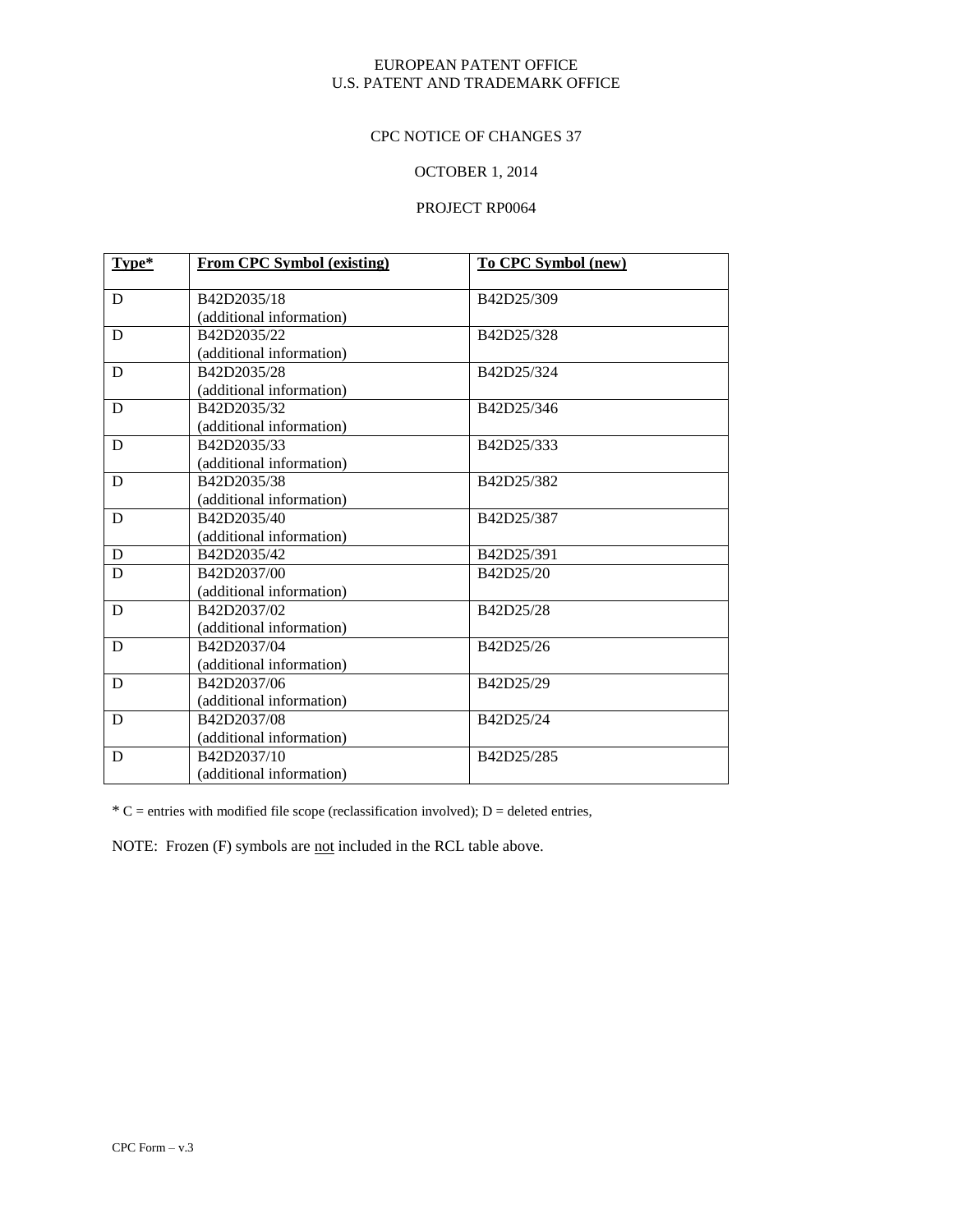EUROPEAN PATENT OFFICE
U.S. PATENT AND TRADEMARK OFFICE

CPC NOTICE OF CHANGES 37

OCTOBER 1, 2014

PROJECT RP0064

| Type* | From CPC Symbol (existing) | To CPC Symbol (new) |
|---|---|---|
| D | B42D2035/18 (additional information) | B42D25/309 |
| D | B42D2035/22 (additional information) | B42D25/328 |
| D | B42D2035/28 (additional information) | B42D25/324 |
| D | B42D2035/32 (additional information) | B42D25/346 |
| D | B42D2035/33 (additional information) | B42D25/333 |
| D | B42D2035/38 (additional information) | B42D25/382 |
| D | B42D2035/40 (additional information) | B42D25/387 |
| D | B42D2035/42 | B42D25/391 |
| D | B42D2037/00 (additional information) | B42D25/20 |
| D | B42D2037/02 (additional information) | B42D25/28 |
| D | B42D2037/04 (additional information) | B42D25/26 |
| D | B42D2037/06 (additional information) | B42D25/29 |
| D | B42D2037/08 (additional information) | B42D25/24 |
| D | B42D2037/10 (additional information) | B42D25/285 |

* C = entries with modified file scope (reclassification involved); D = deleted entries,

NOTE: Frozen (F) symbols are not included in the RCL table above.

CPC Form – v.3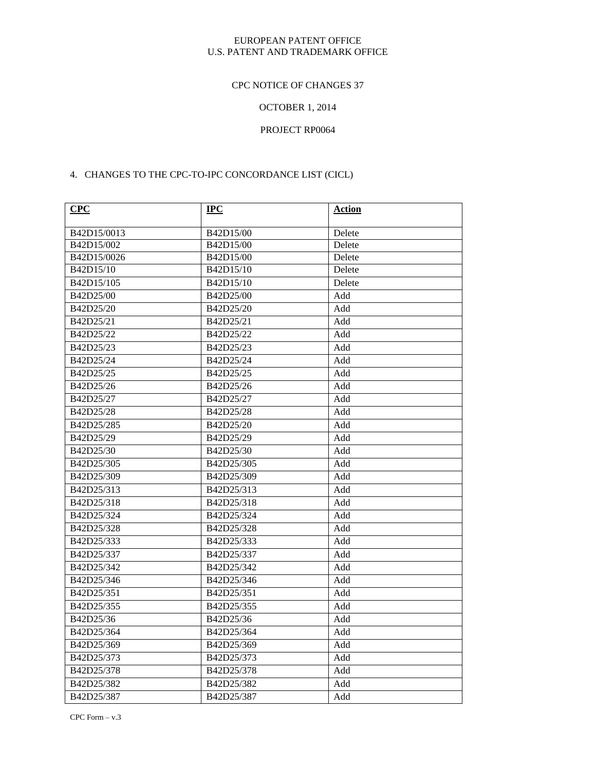EUROPEAN PATENT OFFICE
U.S. PATENT AND TRADEMARK OFFICE

CPC NOTICE OF CHANGES 37

OCTOBER 1, 2014

PROJECT RP0064

4. CHANGES TO THE CPC-TO-IPC CONCORDANCE LIST (CICL)

| CPC | IPC | Action |
|---|---|---|
| B42D15/0013 | B42D15/00 | Delete |
| B42D15/002 | B42D15/00 | Delete |
| B42D15/0026 | B42D15/00 | Delete |
| B42D15/10 | B42D15/10 | Delete |
| B42D15/105 | B42D15/10 | Delete |
| B42D25/00 | B42D25/00 | Add |
| B42D25/20 | B42D25/20 | Add |
| B42D25/21 | B42D25/21 | Add |
| B42D25/22 | B42D25/22 | Add |
| B42D25/23 | B42D25/23 | Add |
| B42D25/24 | B42D25/24 | Add |
| B42D25/25 | B42D25/25 | Add |
| B42D25/26 | B42D25/26 | Add |
| B42D25/27 | B42D25/27 | Add |
| B42D25/28 | B42D25/28 | Add |
| B42D25/285 | B42D25/20 | Add |
| B42D25/29 | B42D25/29 | Add |
| B42D25/30 | B42D25/30 | Add |
| B42D25/305 | B42D25/305 | Add |
| B42D25/309 | B42D25/309 | Add |
| B42D25/313 | B42D25/313 | Add |
| B42D25/318 | B42D25/318 | Add |
| B42D25/324 | B42D25/324 | Add |
| B42D25/328 | B42D25/328 | Add |
| B42D25/333 | B42D25/333 | Add |
| B42D25/337 | B42D25/337 | Add |
| B42D25/342 | B42D25/342 | Add |
| B42D25/346 | B42D25/346 | Add |
| B42D25/351 | B42D25/351 | Add |
| B42D25/355 | B42D25/355 | Add |
| B42D25/36 | B42D25/36 | Add |
| B42D25/364 | B42D25/364 | Add |
| B42D25/369 | B42D25/369 | Add |
| B42D25/373 | B42D25/373 | Add |
| B42D25/378 | B42D25/378 | Add |
| B42D25/382 | B42D25/382 | Add |
| B42D25/387 | B42D25/387 | Add |

CPC Form – v.3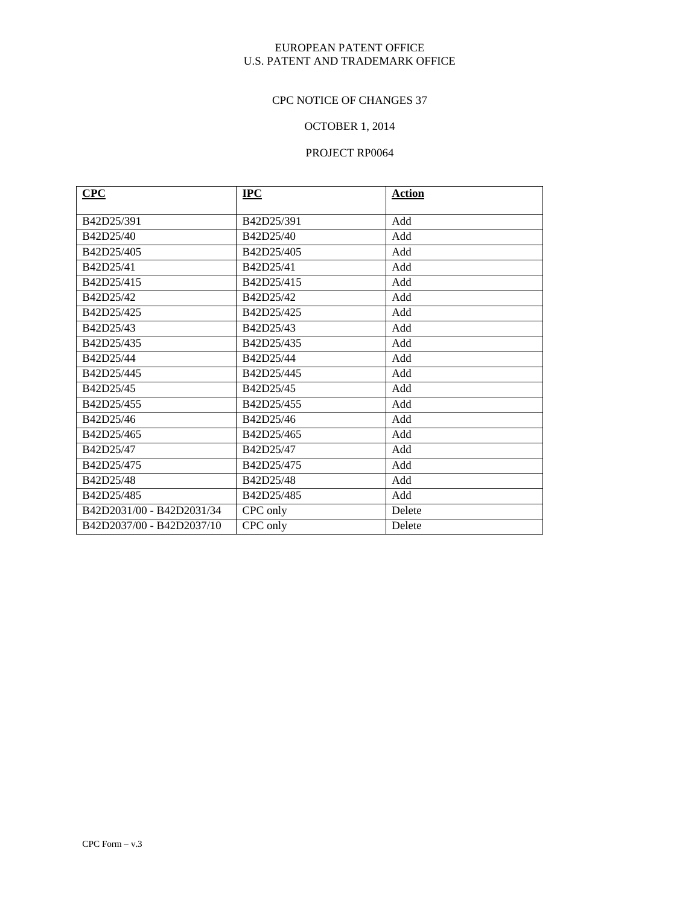EUROPEAN PATENT OFFICE
U.S. PATENT AND TRADEMARK OFFICE

CPC NOTICE OF CHANGES 37

OCTOBER 1, 2014

PROJECT RP0064

| **CPC** | **IPC** | **Action** |
|---|---|---|
| B42D25/391 | B42D25/391 | Add |
| B42D25/40 | B42D25/40 | Add |
| B42D25/405 | B42D25/405 | Add |
| B42D25/41 | B42D25/41 | Add |
| B42D25/415 | B42D25/415 | Add |
| B42D25/42 | B42D25/42 | Add |
| B42D25/425 | B42D25/425 | Add |
| B42D25/43 | B42D25/43 | Add |
| B42D25/435 | B42D25/435 | Add |
| B42D25/44 | B42D25/44 | Add |
| B42D25/445 | B42D25/445 | Add |
| B42D25/45 | B42D25/45 | Add |
| B42D25/455 | B42D25/455 | Add |
| B42D25/46 | B42D25/46 | Add |
| B42D25/465 | B42D25/465 | Add |
| B42D25/47 | B42D25/47 | Add |
| B42D25/475 | B42D25/475 | Add |
| B42D25/48 | B42D25/48 | Add |
| B42D25/485 | B42D25/485 | Add |
| B42D2031/00 - B42D2031/34 | CPC only | Delete |
| B42D2037/00 - B42D2037/10 | CPC only | Delete |

CPC Form – v.3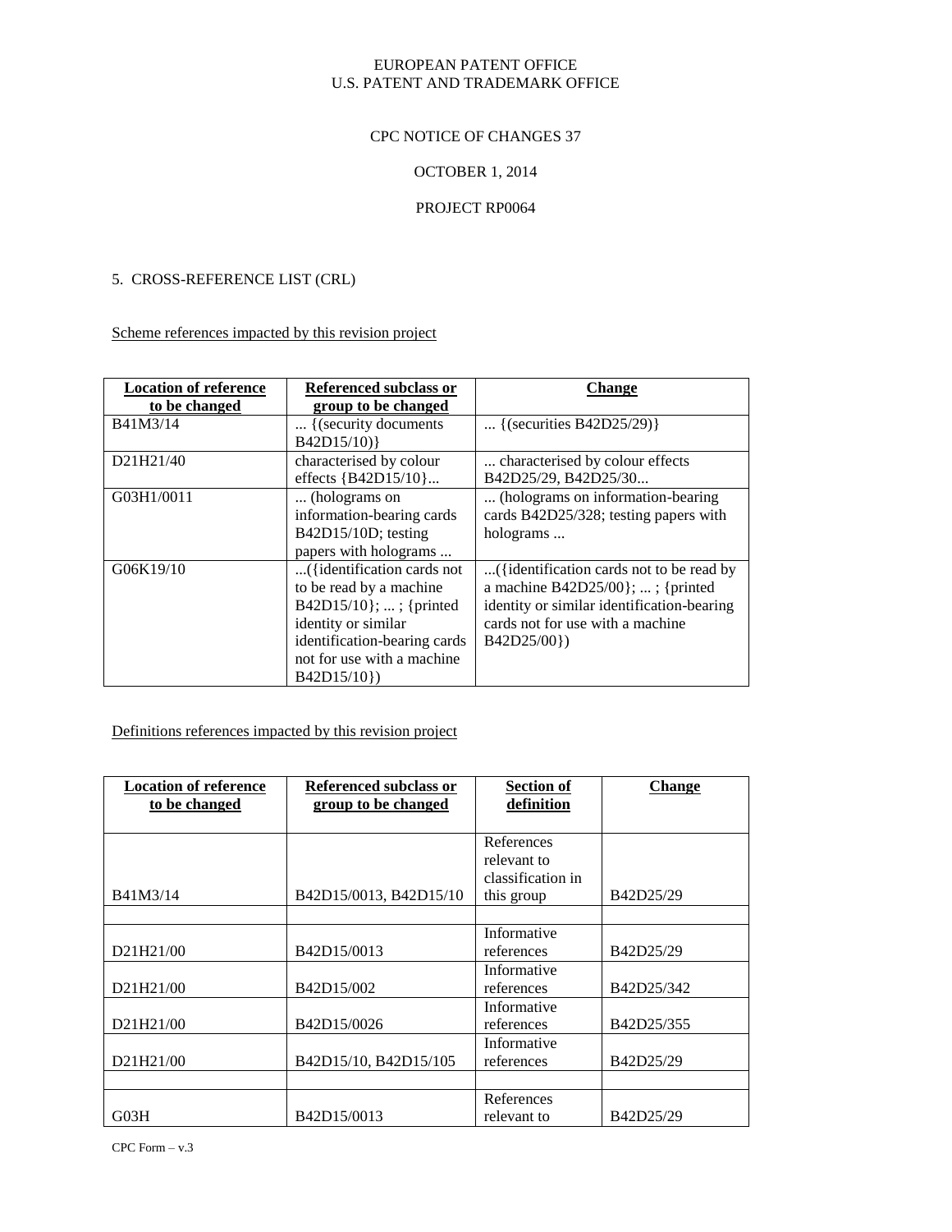EUROPEAN PATENT OFFICE
U.S. PATENT AND TRADEMARK OFFICE

CPC NOTICE OF CHANGES 37

OCTOBER 1, 2014

PROJECT RP0064

5. CROSS-REFERENCE LIST (CRL)

Scheme references impacted by this revision project

| Location of reference to be changed | Referenced subclass or group to be changed | Change |
|---|---|---|
| B41M3/14 | ... {(security documents B42D15/10)} | ... {(securities B42D25/29)} |
| D21H21/40 | characterised by colour effects {B42D15/10}... | ... characterised by colour effects B42D25/29, B42D25/30... |
| G03H1/0011 | ... (holograms on information-bearing cards B42D15/10D; testing papers with holograms ... | ... (holograms on information-bearing cards B42D25/328; testing papers with holograms ... |
| G06K19/10 | ...({identification cards not to be read by a machine B42D15/10}; ... ; {printed identity or similar identification-bearing cards not for use with a machine B42D15/10}) | ...({identification cards not to be read by a machine B42D25/00}; ... ; {printed identity or similar identification-bearing cards not for use with a machine B42D25/00}) |

Definitions references impacted by this revision project

| Location of reference to be changed | Referenced subclass or group to be changed | Section of definition | Change |
|---|---|---|---|
| B41M3/14 | B42D15/0013, B42D15/10 | References relevant to classification in this group | B42D25/29 |
| | | | |
| D21H21/00 | B42D15/0013 | Informative references | B42D25/29 |
| D21H21/00 | B42D15/002 | Informative references | B42D25/342 |
| D21H21/00 | B42D15/0026 | Informative references | B42D25/355 |
| D21H21/00 | B42D15/10, B42D15/105 | Informative references | B42D25/29 |
| | | | |
| G03H | B42D15/0013 | References relevant to | B42D25/29 |

CPC Form – v.3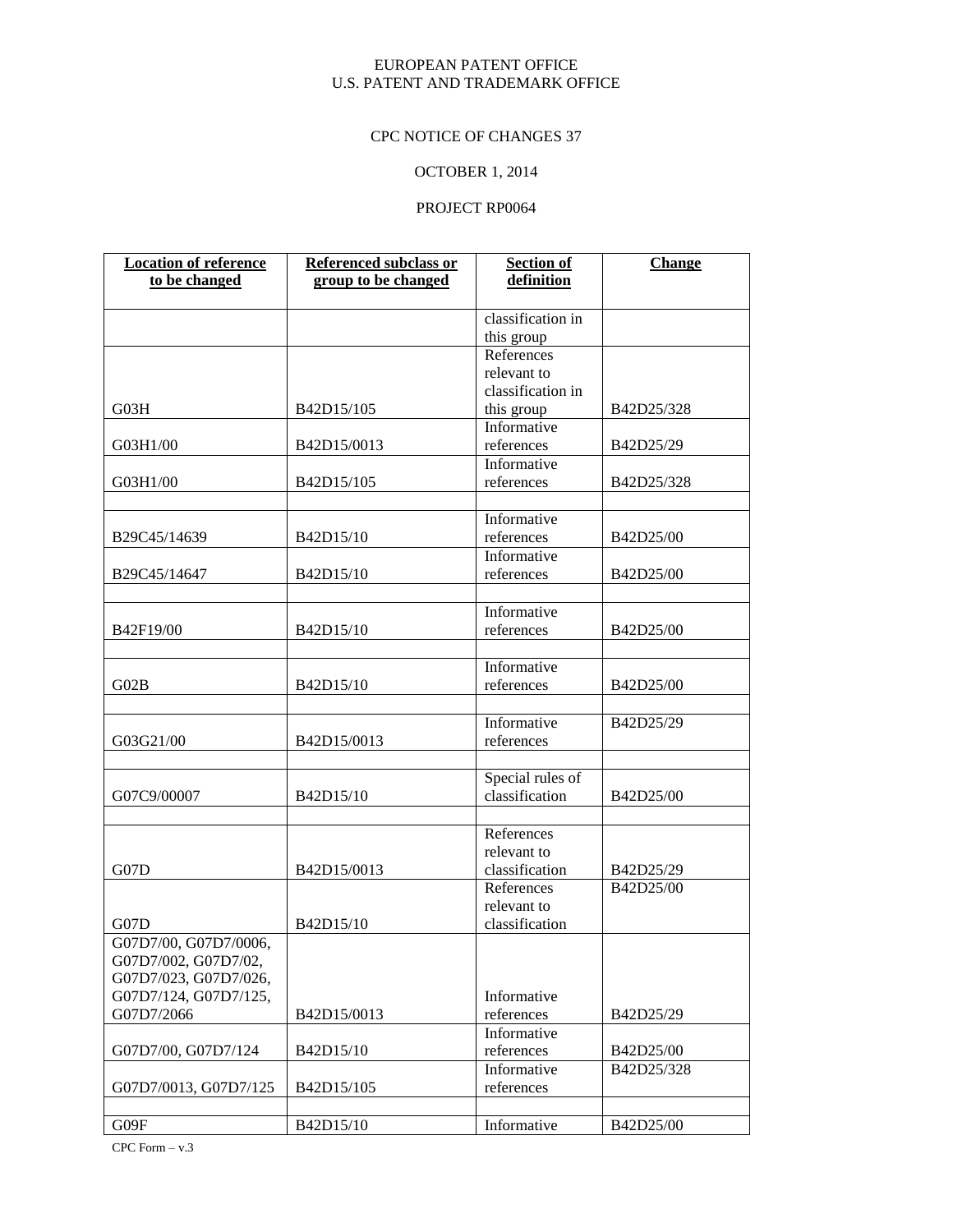EUROPEAN PATENT OFFICE
U.S. PATENT AND TRADEMARK OFFICE

CPC NOTICE OF CHANGES 37

OCTOBER 1, 2014

PROJECT RP0064

| Location of reference to be changed | Referenced subclass or group to be changed | Section of definition | Change |
|---|---|---|---|
| | | classification in this group | |
| G03H | B42D15/105 | References relevant to classification in this group | B42D25/328 |
| G03H1/00 | B42D15/0013 | Informative references | B42D25/29 |
| G03H1/00 | B42D15/105 | Informative references | B42D25/328 |
| | | | |
| B29C45/14639 | B42D15/10 | Informative references | B42D25/00 |
| B29C45/14647 | B42D15/10 | Informative references | B42D25/00 |
| | | | |
| B42F19/00 | B42D15/10 | Informative references | B42D25/00 |
| | | | |
| G02B | B42D15/10 | Informative references | B42D25/00 |
| | | | |
| G03G21/00 | B42D15/0013 | Informative references | B42D25/29 |
| | | | |
| G07C9/00007 | B42D15/10 | Special rules of classification | B42D25/00 |
| | | | |
| G07D | B42D15/0013 | References relevant to classification | B42D25/29 |
| G07D | B42D15/10 | References relevant to classification | B42D25/00 |
| G07D7/00, G07D7/0006, G07D7/002, G07D7/02, G07D7/023, G07D7/026, G07D7/124, G07D7/125, G07D7/2066 | B42D15/0013 | Informative references | B42D25/29 |
| G07D7/00, G07D7/124 | B42D15/10 | Informative references | B42D25/00 |
| G07D7/0013, G07D7/125 | B42D15/105 | Informative references | B42D25/328 |
| | | | |
| G09F | B42D15/10 | Informative | B42D25/00 |

CPC Form – v.3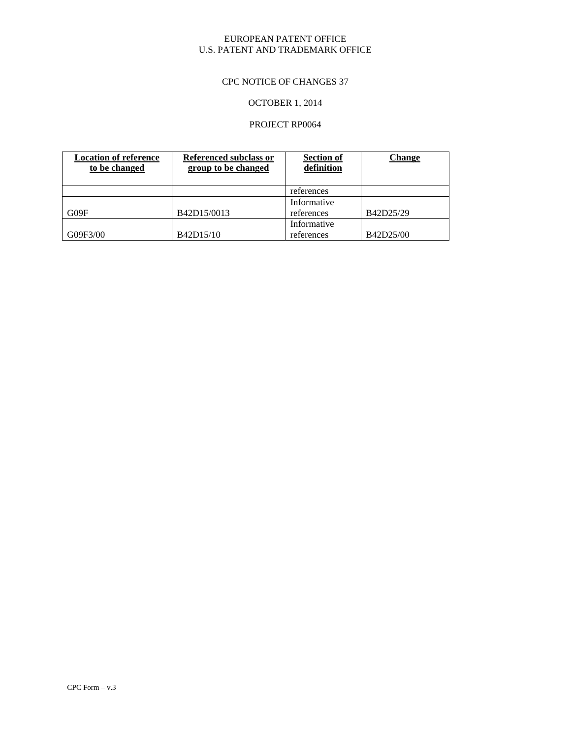EUROPEAN PATENT OFFICE
U.S. PATENT AND TRADEMARK OFFICE

CPC NOTICE OF CHANGES 37

OCTOBER 1, 2014

PROJECT RP0064

| **Location of reference to be changed** | **Referenced subclass or group to be changed** | **Section of definition** | **Change** |
|---|---|---|---|
| | | references | |
| G09F | B42D15/0013 | Informative references | B42D25/29 |
| G09F3/00 | B42D15/10 | Informative references | B42D25/00 |

CPC Form – v.3